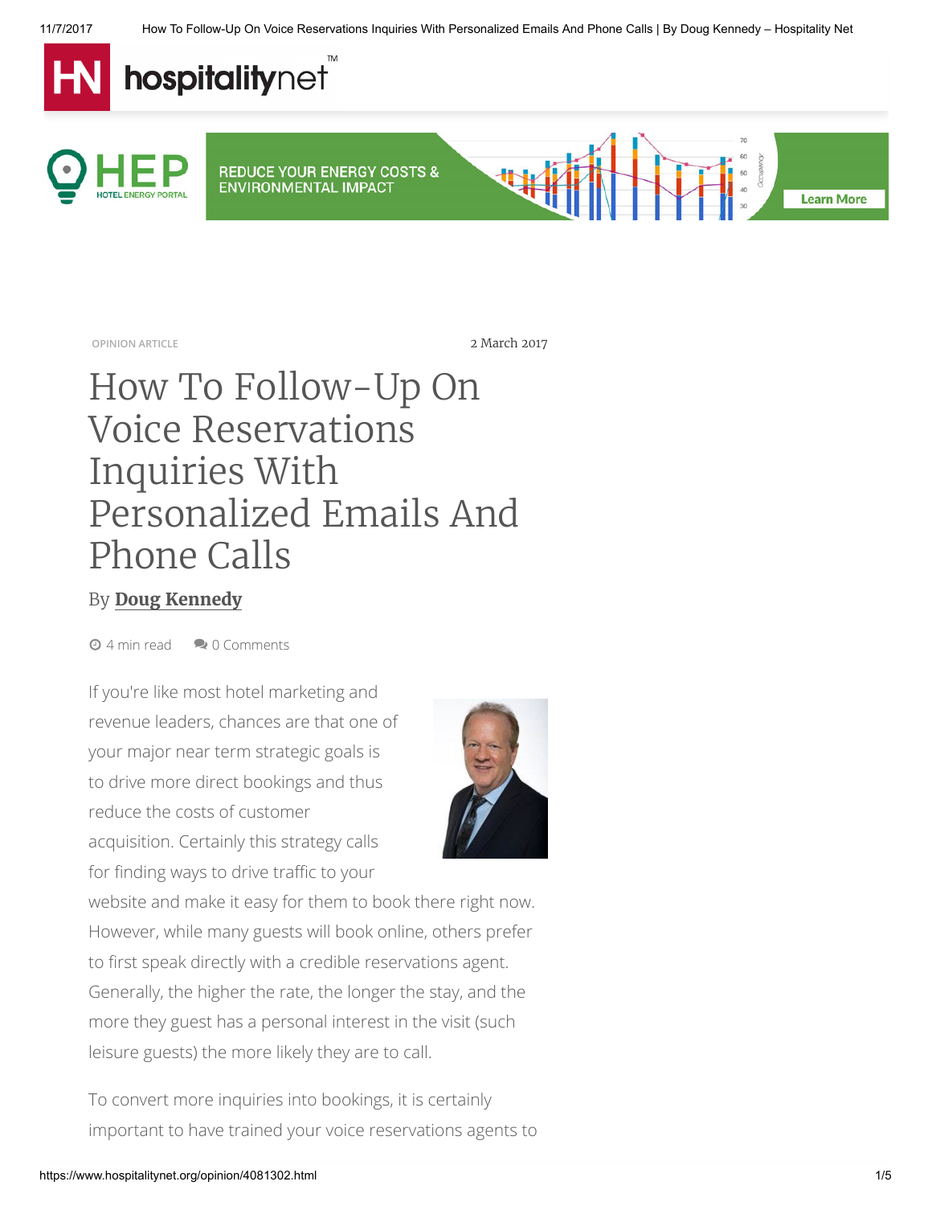OPINION ARTICLE

2 March 2017

# How To Follow-Up On Voice Reservations Inquiries With Personalized Emails And Phone Calls

By **Doug Kennedy**

4 min read    0 Comments

If you're like most hotel marketing and revenue leaders, chances are that one of your major near term strategic goals is to drive more direct bookings and thus reduce the costs of customer acquisition. Certainly this strategy calls for finding ways to drive traffic to your website and make it easy for them to book there right now. However, while many guests will book online, others prefer to first speak directly with a credible reservations agent. Generally, the higher the rate, the longer the stay, and the more they guest has a personal interest in the visit (such leisure guests) the more likely they are to call.

To convert more inquiries into bookings, it is certainly important to have trained your voice reservations agents to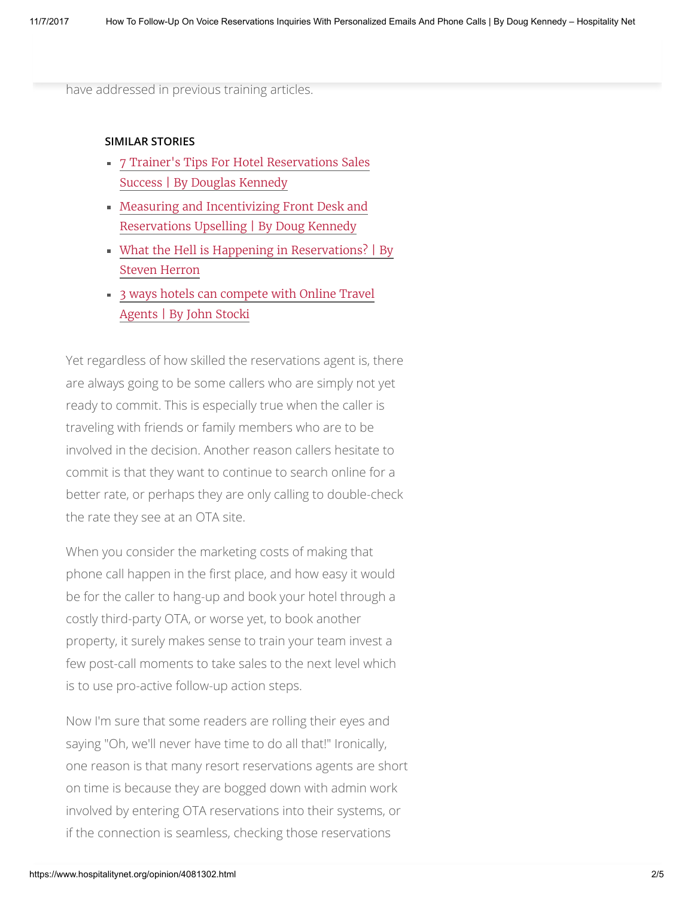have addressed in previous training articles.

**SIMILAR STORIES**

- 7 Trainer's Tips For Hotel Reservations Sales Success | By Douglas Kennedy
- Measuring and Incentivizing Front Desk and Reservations Upselling | By Doug Kennedy
- What the Hell is Happening in Reservations? | By Steven Herron
- 3 ways hotels can compete with Online Travel Agents | By John Stocki

Yet regardless of how skilled the reservations agent is, there are always going to be some callers who are simply not yet ready to commit. This is especially true when the caller is traveling with friends or family members who are to be involved in the decision. Another reason callers hesitate to commit is that they want to continue to search online for a better rate, or perhaps they are only calling to double-check the rate they see at an OTA site.

When you consider the marketing costs of making that phone call happen in the first place, and how easy it would be for the caller to hang-up and book your hotel through a costly third-party OTA, or worse yet, to book another property, it surely makes sense to train your team invest a few post-call moments to take sales to the next level which is to use pro-active follow-up action steps.

Now I'm sure that some readers are rolling their eyes and saying "Oh, we'll never have time to do all that!" Ironically, one reason is that many resort reservations agents are short on time is because they are bogged down with admin work involved by entering OTA reservations into their systems, or if the connection is seamless, checking those reservations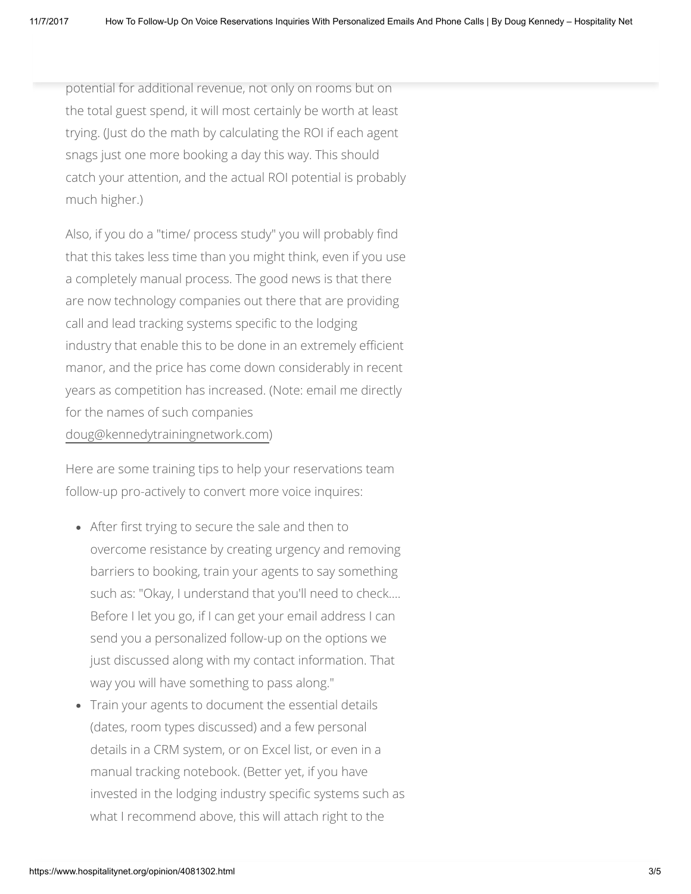potential for additional revenue, not only on rooms but on the total guest spend, it will most certainly be worth at least trying. (Just do the math by calculating the ROI if each agent snags just one more booking a day this way. This should catch your attention, and the actual ROI potential is probably much higher.)

Also, if you do a "time/ process study" you will probably find that this takes less time than you might think, even if you use a completely manual process. The good news is that there are now technology companies out there that are providing call and lead tracking systems specific to the lodging industry that enable this to be done in an extremely efficient manor, and the price has come down considerably in recent years as competition has increased. (Note: email me directly for the names of such companies doug@kennedytrainingnetwork.com)

Here are some training tips to help your reservations team follow-up pro-actively to convert more voice inquires:

- After first trying to secure the sale and then to overcome resistance by creating urgency and removing barriers to booking, train your agents to say something such as: "Okay, I understand that you'll need to check.... Before I let you go, if I can get your email address I can send you a personalized follow-up on the options we just discussed along with my contact information. That way you will have something to pass along."
- Train your agents to document the essential details (dates, room types discussed) and a few personal details in a CRM system, or on Excel list, or even in a manual tracking notebook. (Better yet, if you have invested in the lodging industry specific systems such as what I recommend above, this will attach right to the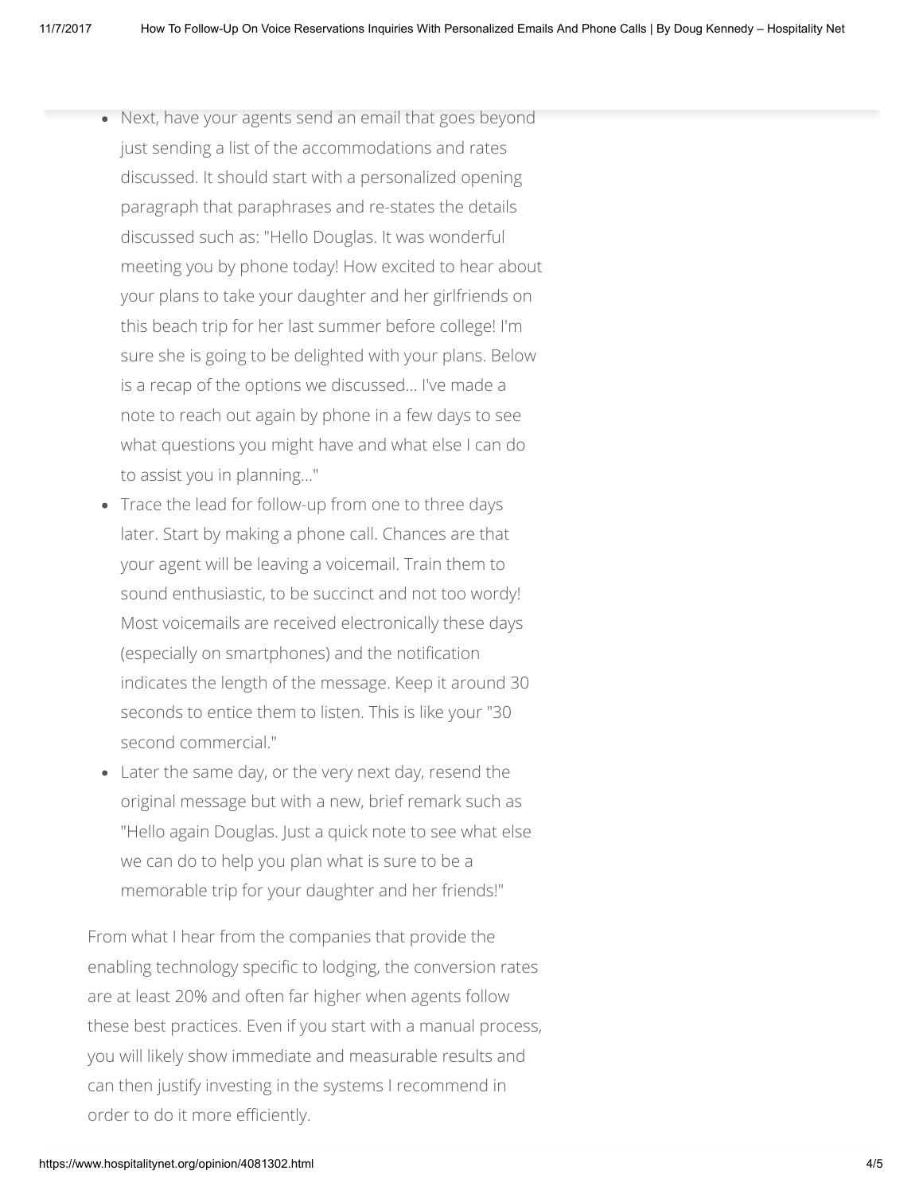- Next, have your agents send an email that goes beyond just sending a list of the accommodations and rates discussed. It should start with a personalized opening paragraph that paraphrases and re-states the details discussed such as: "Hello Douglas. It was wonderful meeting you by phone today! How excited to hear about your plans to take your daughter and her girlfriends on this beach trip for her last summer before college! I'm sure she is going to be delighted with your plans. Below is a recap of the options we discussed… I've made a note to reach out again by phone in a few days to see what questions you might have and what else I can do to assist you in planning…"
- Trace the lead for follow-up from one to three days later. Start by making a phone call. Chances are that your agent will be leaving a voicemail. Train them to sound enthusiastic, to be succinct and not too wordy! Most voicemails are received electronically these days (especially on smartphones) and the notification indicates the length of the message. Keep it around 30 seconds to entice them to listen. This is like your "30 second commercial."
- Later the same day, or the very next day, resend the original message but with a new, brief remark such as "Hello again Douglas. Just a quick note to see what else we can do to help you plan what is sure to be a memorable trip for your daughter and her friends!"

From what I hear from the companies that provide the enabling technology specific to lodging, the conversion rates are at least 20% and often far higher when agents follow these best practices. Even if you start with a manual process, you will likely show immediate and measurable results and can then justify investing in the systems I recommend in order to do it more efficiently.